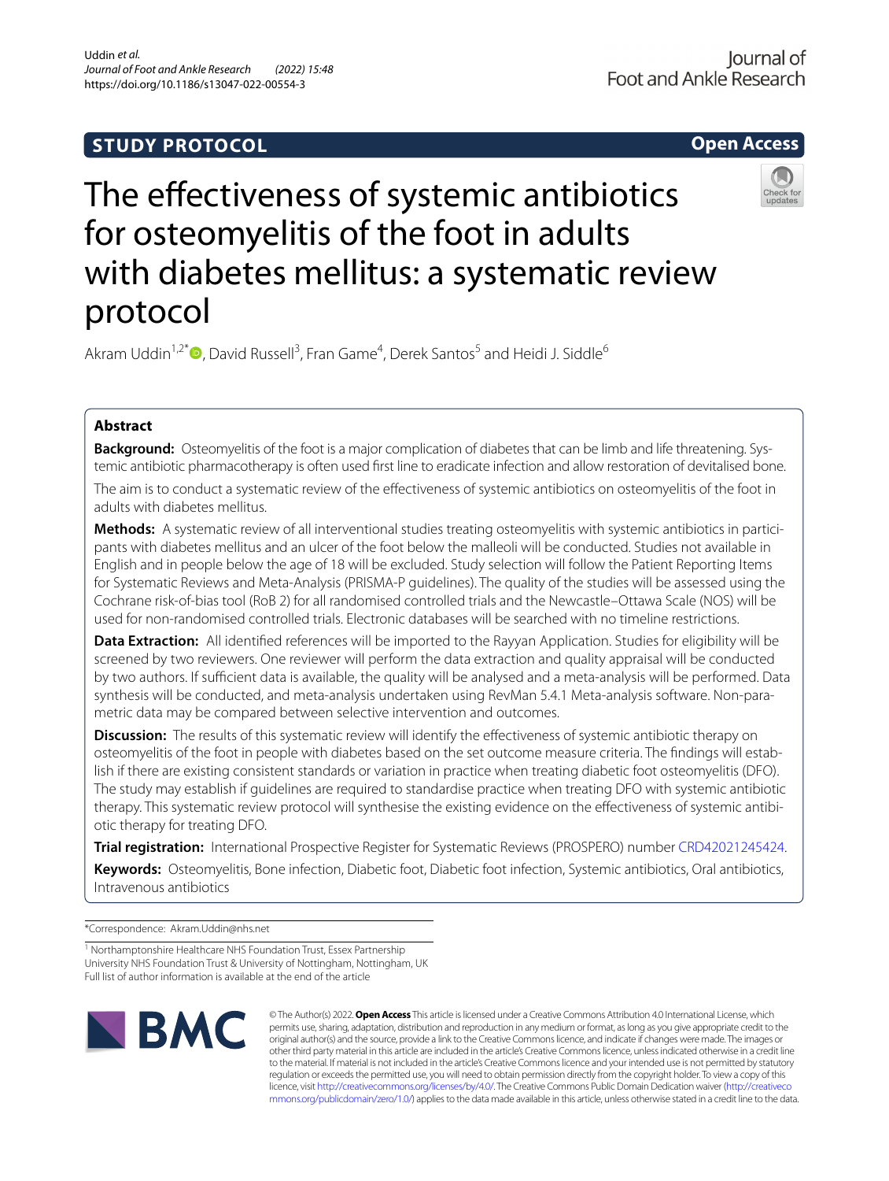STUDY PROTOCOL

Open Access

# The effectiveness of systemic antibiotics for osteomyelitis of the foot in adults with diabetes mellitus: a systematic review protocol

Akram Uddin[1,2*], David Russell[3], Fran Game[4], Derek Santos[5] and Heidi J. Siddle[6]

## Abstract

**Background:** Osteomyelitis of the foot is a major complication of diabetes that can be limb and life threatening. Systemic antibiotic pharmacotherapy is often used first line to eradicate infection and allow restoration of devitalised bone.

The aim is to conduct a systematic review of the effectiveness of systemic antibiotics on osteomyelitis of the foot in adults with diabetes mellitus.

**Methods:** A systematic review of all interventional studies treating osteomyelitis with systemic antibiotics in participants with diabetes mellitus and an ulcer of the foot below the malleoli will be conducted. Studies not available in English and in people below the age of 18 will be excluded. Study selection will follow the Patient Reporting Items for Systematic Reviews and Meta-Analysis (PRISMA-P guidelines). The quality of the studies will be assessed using the Cochrane risk-of-bias tool (RoB 2) for all randomised controlled trials and the Newcastle–Ottawa Scale (NOS) will be used for non-randomised controlled trials. Electronic databases will be searched with no timeline restrictions.

**Data Extraction:** All identified references will be imported to the Rayyan Application. Studies for eligibility will be screened by two reviewers. One reviewer will perform the data extraction and quality appraisal will be conducted by two authors. If sufficient data is available, the quality will be analysed and a meta-analysis will be performed. Data synthesis will be conducted, and meta-analysis undertaken using RevMan 5.4.1 Meta-analysis software. Non-parametric data may be compared between selective intervention and outcomes.

**Discussion:** The results of this systematic review will identify the effectiveness of systemic antibiotic therapy on osteomyelitis of the foot in people with diabetes based on the set outcome measure criteria. The findings will establish if there are existing consistent standards or variation in practice when treating diabetic foot osteomyelitis (DFO). The study may establish if guidelines are required to standardise practice when treating DFO with systemic antibiotic therapy. This systematic review protocol will synthesise the existing evidence on the effectiveness of systemic antibiotic therapy for treating DFO.

**Trial registration:** International Prospective Register for Systematic Reviews (PROSPERO) number CRD42021245424.

**Keywords:** Osteomyelitis, Bone infection, Diabetic foot, Diabetic foot infection, Systemic antibiotics, Oral antibiotics, Intravenous antibiotics

*Correspondence: Akram.Uddin@nhs.net

[1] Northamptonshire Healthcare NHS Foundation Trust, Essex Partnership University NHS Foundation Trust & University of Nottingham, Nottingham, UK
Full list of author information is available at the end of the article

© The Author(s) 2022. **Open Access** This article is licensed under a Creative Commons Attribution 4.0 International License, which permits use, sharing, adaptation, distribution and reproduction in any medium or format, as long as you give appropriate credit to the original author(s) and the source, provide a link to the Creative Commons licence, and indicate if changes were made. The images or other third party material in this article are included in the article's Creative Commons licence, unless indicated otherwise in a credit line to the material. If material is not included in the article's Creative Commons licence and your intended use is not permitted by statutory regulation or exceeds the permitted use, you will need to obtain permission directly from the copyright holder. To view a copy of this licence, visit http://creativecommons.org/licenses/by/4.0/. The Creative Commons Public Domain Dedication waiver (http://creativecommons.org/publicdomain/zero/1.0/) applies to the data made available in this article, unless otherwise stated in a credit line to the data.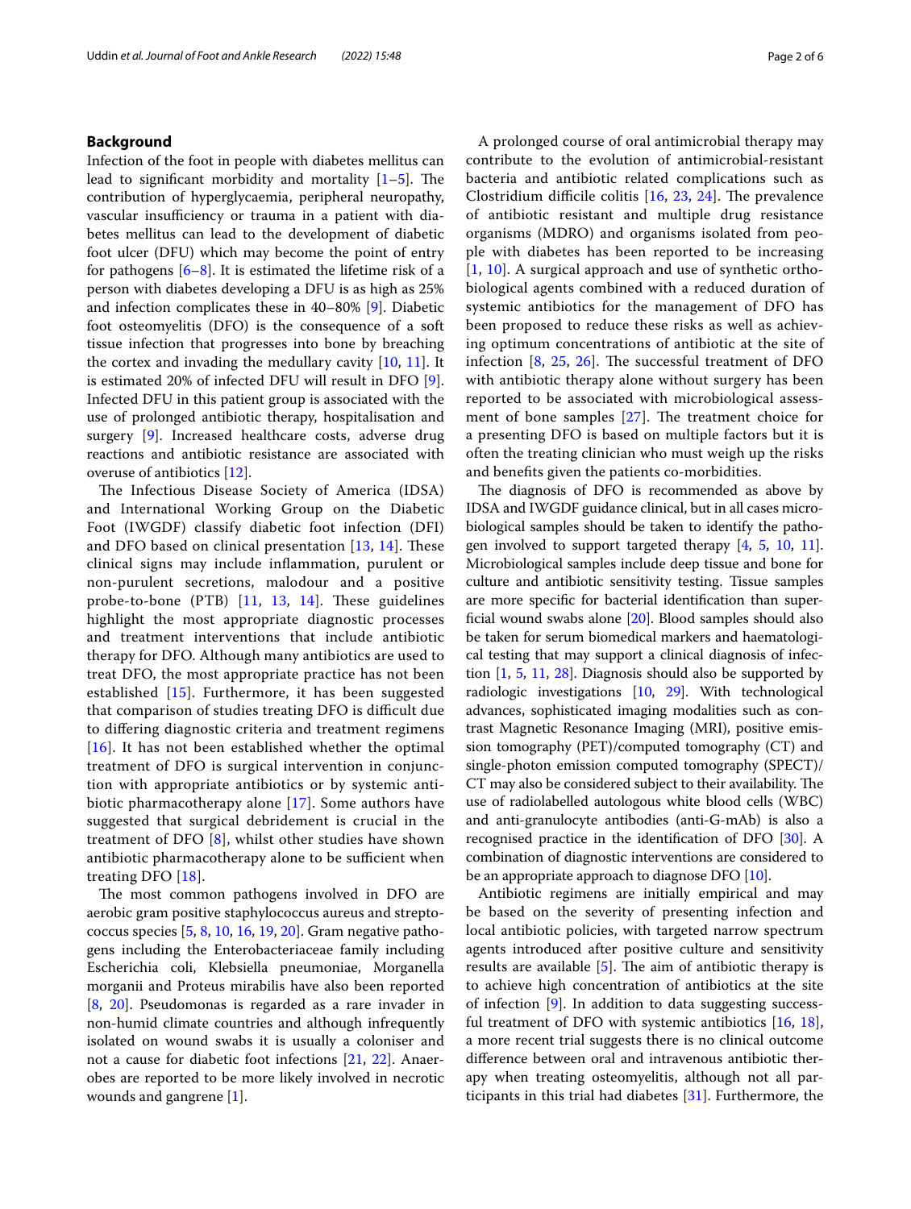## Background

Infection of the foot in people with diabetes mellitus can lead to significant morbidity and mortality [1–5]. The contribution of hyperglycaemia, peripheral neuropathy, vascular insufficiency or trauma in a patient with diabetes mellitus can lead to the development of diabetic foot ulcer (DFU) which may become the point of entry for pathogens [6–8]. It is estimated the lifetime risk of a person with diabetes developing a DFU is as high as 25% and infection complicates these in 40–80% [9]. Diabetic foot osteomyelitis (DFO) is the consequence of a soft tissue infection that progresses into bone by breaching the cortex and invading the medullary cavity [10, 11]. It is estimated 20% of infected DFU will result in DFO [9]. Infected DFU in this patient group is associated with the use of prolonged antibiotic therapy, hospitalisation and surgery [9]. Increased healthcare costs, adverse drug reactions and antibiotic resistance are associated with overuse of antibiotics [12].

The Infectious Disease Society of America (IDSA) and International Working Group on the Diabetic Foot (IWGDF) classify diabetic foot infection (DFI) and DFO based on clinical presentation [13, 14]. These clinical signs may include inflammation, purulent or non-purulent secretions, malodour and a positive probe-to-bone (PTB) [11, 13, 14]. These guidelines highlight the most appropriate diagnostic processes and treatment interventions that include antibiotic therapy for DFO. Although many antibiotics are used to treat DFO, the most appropriate practice has not been established [15]. Furthermore, it has been suggested that comparison of studies treating DFO is difficult due to differing diagnostic criteria and treatment regimens [16]. It has not been established whether the optimal treatment of DFO is surgical intervention in conjunction with appropriate antibiotics or by systemic antibiotic pharmacotherapy alone [17]. Some authors have suggested that surgical debridement is crucial in the treatment of DFO [8], whilst other studies have shown antibiotic pharmacotherapy alone to be sufficient when treating DFO [18].

The most common pathogens involved in DFO are aerobic gram positive staphylococcus aureus and streptococcus species [5, 8, 10, 16, 19, 20]. Gram negative pathogens including the Enterobacteriaceae family including Escherichia coli, Klebsiella pneumoniae, Morganella morganii and Proteus mirabilis have also been reported [8, 20]. Pseudomonas is regarded as a rare invader in non-humid climate countries and although infrequently isolated on wound swabs it is usually a coloniser and not a cause for diabetic foot infections [21, 22]. Anaerobes are reported to be more likely involved in necrotic wounds and gangrene [1].

A prolonged course of oral antimicrobial therapy may contribute to the evolution of antimicrobial-resistant bacteria and antibiotic related complications such as Clostridium difficile colitis [16, 23, 24]. The prevalence of antibiotic resistant and multiple drug resistance organisms (MDRO) and organisms isolated from people with diabetes has been reported to be increasing [1, 10]. A surgical approach and use of synthetic orthobiological agents combined with a reduced duration of systemic antibiotics for the management of DFO has been proposed to reduce these risks as well as achieving optimum concentrations of antibiotic at the site of infection [8, 25, 26]. The successful treatment of DFO with antibiotic therapy alone without surgery has been reported to be associated with microbiological assessment of bone samples [27]. The treatment choice for a presenting DFO is based on multiple factors but it is often the treating clinician who must weigh up the risks and benefits given the patients co-morbidities.

The diagnosis of DFO is recommended as above by IDSA and IWGDF guidance clinical, but in all cases microbiological samples should be taken to identify the pathogen involved to support targeted therapy [4, 5, 10, 11]. Microbiological samples include deep tissue and bone for culture and antibiotic sensitivity testing. Tissue samples are more specific for bacterial identification than superficial wound swabs alone [20]. Blood samples should also be taken for serum biomedical markers and haematological testing that may support a clinical diagnosis of infection [1, 5, 11, 28]. Diagnosis should also be supported by radiologic investigations [10, 29]. With technological advances, sophisticated imaging modalities such as contrast Magnetic Resonance Imaging (MRI), positive emission tomography (PET)/computed tomography (CT) and single-photon emission computed tomography (SPECT)/CT may also be considered subject to their availability. The use of radiolabelled autologous white blood cells (WBC) and anti-granulocyte antibodies (anti-G-mAb) is also a recognised practice in the identification of DFO [30]. A combination of diagnostic interventions are considered to be an appropriate approach to diagnose DFO [10].

Antibiotic regimens are initially empirical and may be based on the severity of presenting infection and local antibiotic policies, with targeted narrow spectrum agents introduced after positive culture and sensitivity results are available [5]. The aim of antibiotic therapy is to achieve high concentration of antibiotics at the site of infection [9]. In addition to data suggesting successful treatment of DFO with systemic antibiotics [16, 18], a more recent trial suggests there is no clinical outcome difference between oral and intravenous antibiotic therapy when treating osteomyelitis, although not all participants in this trial had diabetes [31]. Furthermore, the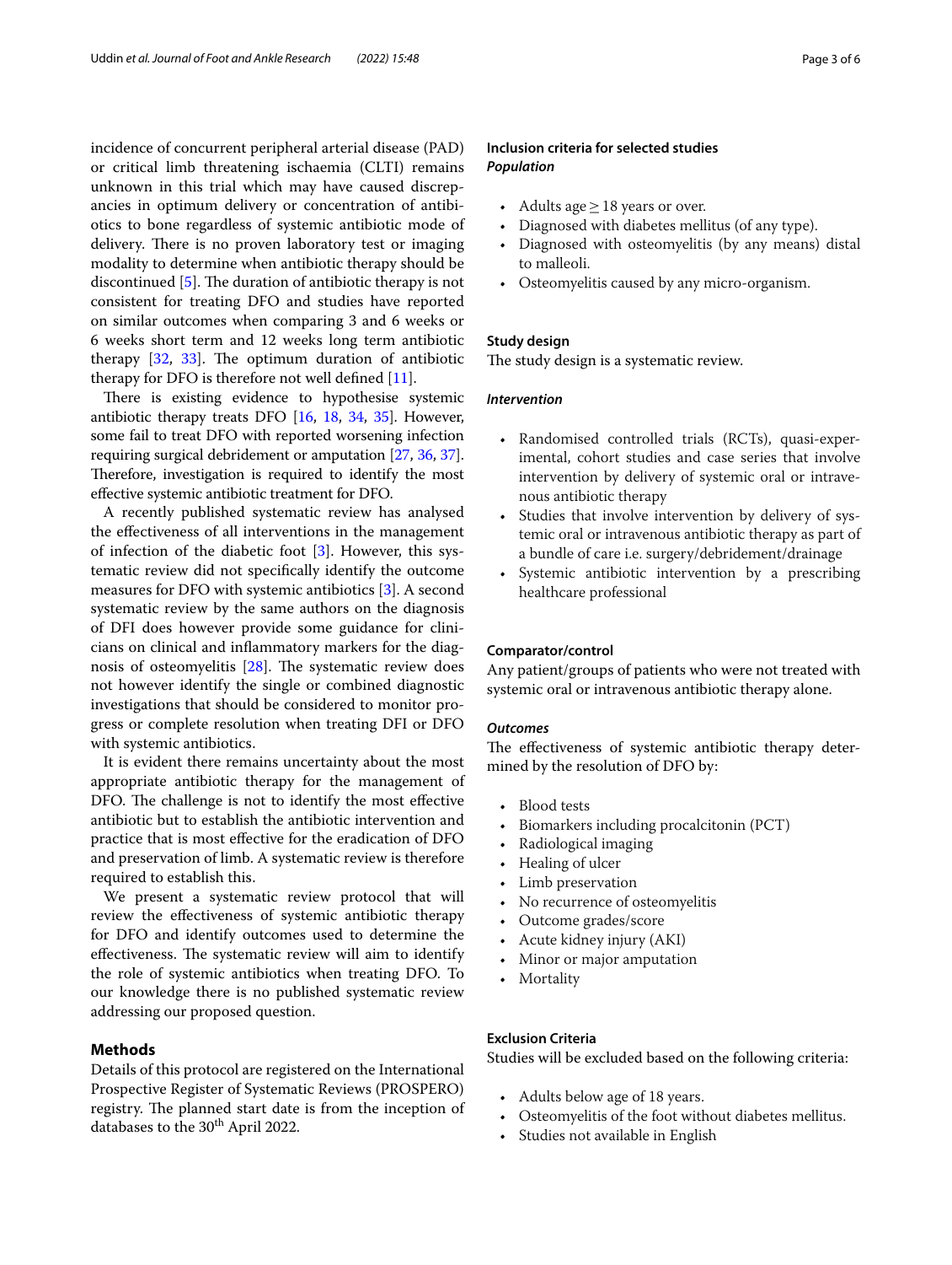incidence of concurrent peripheral arterial disease (PAD) or critical limb threatening ischaemia (CLTI) remains unknown in this trial which may have caused discrepancies in optimum delivery or concentration of antibiotics to bone regardless of systemic antibiotic mode of delivery. There is no proven laboratory test or imaging modality to determine when antibiotic therapy should be discontinued [5]. The duration of antibiotic therapy is not consistent for treating DFO and studies have reported on similar outcomes when comparing 3 and 6 weeks or 6 weeks short term and 12 weeks long term antibiotic therapy [32, 33]. The optimum duration of antibiotic therapy for DFO is therefore not well defined [11].

There is existing evidence to hypothesise systemic antibiotic therapy treats DFO [16, 18, 34, 35]. However, some fail to treat DFO with reported worsening infection requiring surgical debridement or amputation [27, 36, 37]. Therefore, investigation is required to identify the most effective systemic antibiotic treatment for DFO.

A recently published systematic review has analysed the effectiveness of all interventions in the management of infection of the diabetic foot [3]. However, this systematic review did not specifically identify the outcome measures for DFO with systemic antibiotics [3]. A second systematic review by the same authors on the diagnosis of DFI does however provide some guidance for clinicians on clinical and inflammatory markers for the diagnosis of osteomyelitis [28]. The systematic review does not however identify the single or combined diagnostic investigations that should be considered to monitor progress or complete resolution when treating DFI or DFO with systemic antibiotics.

It is evident there remains uncertainty about the most appropriate antibiotic therapy for the management of DFO. The challenge is not to identify the most effective antibiotic but to establish the antibiotic intervention and practice that is most effective for the eradication of DFO and preservation of limb. A systematic review is therefore required to establish this.

We present a systematic review protocol that will review the effectiveness of systemic antibiotic therapy for DFO and identify outcomes used to determine the effectiveness. The systematic review will aim to identify the role of systemic antibiotics when treating DFO. To our knowledge there is no published systematic review addressing our proposed question.

## Methods

Details of this protocol are registered on the International Prospective Register of Systematic Reviews (PROSPERO) registry. The planned start date is from the inception of databases to the 30th April 2022.

### Inclusion criteria for selected studies

#### *Population*

- Adults age ≥ 18 years or over.
- Diagnosed with diabetes mellitus (of any type).
- Diagnosed with osteomyelitis (by any means) distal to malleoli.
- Osteomyelitis caused by any micro-organism.

### Study design

The study design is a systematic review.

#### *Intervention*

- Randomised controlled trials (RCTs), quasi-experimental, cohort studies and case series that involve intervention by delivery of systemic oral or intravenous antibiotic therapy
- Studies that involve intervention by delivery of systemic oral or intravenous antibiotic therapy as part of a bundle of care i.e. surgery/debridement/drainage
- Systemic antibiotic intervention by a prescribing healthcare professional

### Comparator/control

Any patient/groups of patients who were not treated with systemic oral or intravenous antibiotic therapy alone.

#### *Outcomes*

The effectiveness of systemic antibiotic therapy determined by the resolution of DFO by:

- Blood tests
- Biomarkers including procalcitonin (PCT)
- Radiological imaging
- Healing of ulcer
- Limb preservation
- No recurrence of osteomyelitis
- Outcome grades/score
- Acute kidney injury (AKI)
- Minor or major amputation
- Mortality

### Exclusion Criteria

Studies will be excluded based on the following criteria:

- Adults below age of 18 years.
- Osteomyelitis of the foot without diabetes mellitus.
- Studies not available in English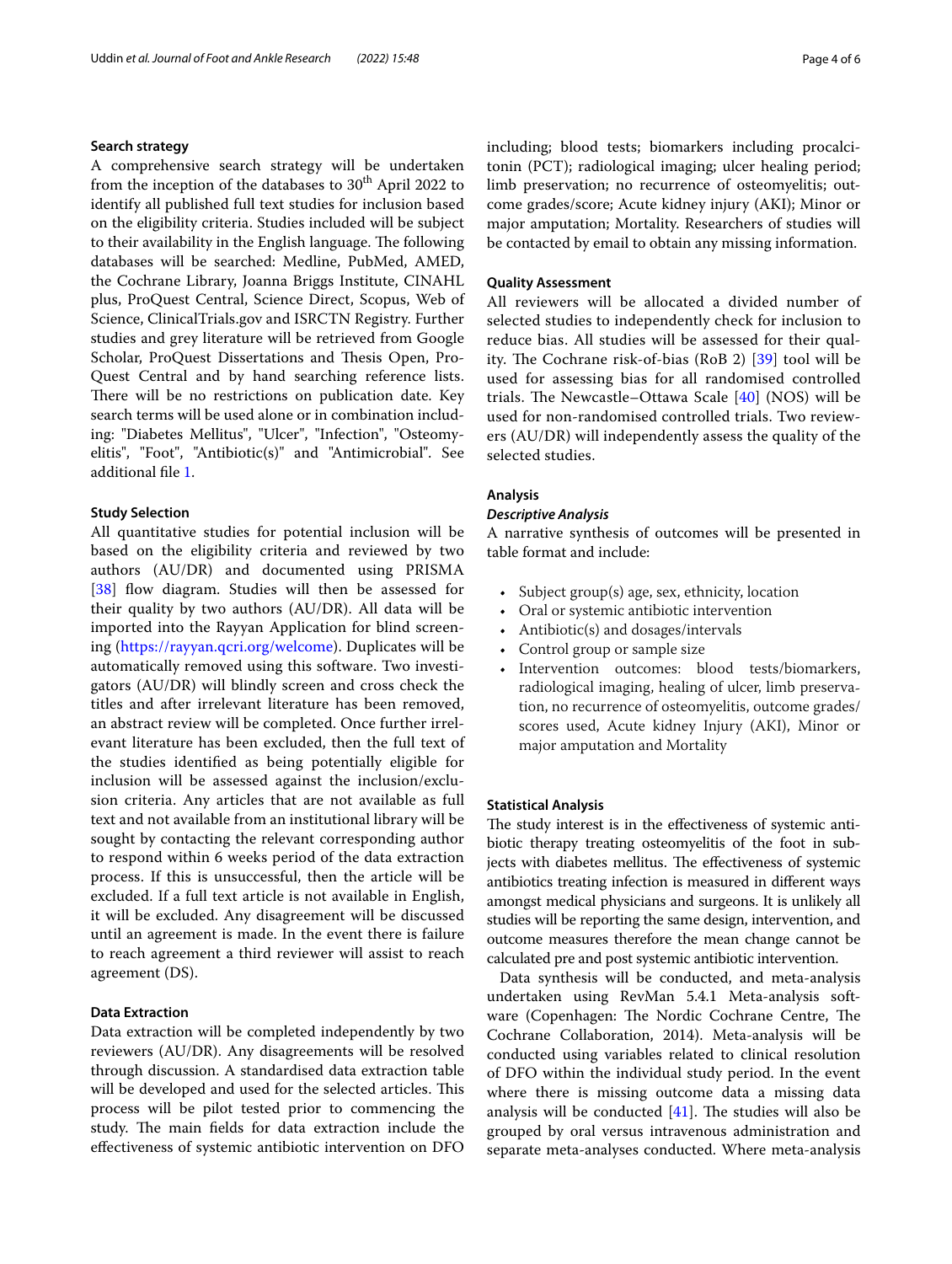### Search strategy

A comprehensive search strategy will be undertaken from the inception of the databases to 30th April 2022 to identify all published full text studies for inclusion based on the eligibility criteria. Studies included will be subject to their availability in the English language. The following databases will be searched: Medline, PubMed, AMED, the Cochrane Library, Joanna Briggs Institute, CINAHL plus, ProQuest Central, Science Direct, Scopus, Web of Science, ClinicalTrials.gov and ISRCTN Registry. Further studies and grey literature will be retrieved from Google Scholar, ProQuest Dissertations and Thesis Open, ProQuest Central and by hand searching reference lists. There will be no restrictions on publication date. Key search terms will be used alone or in combination including: "Diabetes Mellitus", "Ulcer", "Infection", "Osteomyelitis", "Foot", "Antibiotic(s)" and "Antimicrobial". See additional file 1.

### Study Selection

All quantitative studies for potential inclusion will be based on the eligibility criteria and reviewed by two authors (AU/DR) and documented using PRISMA [38] flow diagram. Studies will then be assessed for their quality by two authors (AU/DR). All data will be imported into the Rayyan Application for blind screening (https://rayyan.qcri.org/welcome). Duplicates will be automatically removed using this software. Two investigators (AU/DR) will blindly screen and cross check the titles and after irrelevant literature has been removed, an abstract review will be completed. Once further irrelevant literature has been excluded, then the full text of the studies identified as being potentially eligible for inclusion will be assessed against the inclusion/exclusion criteria. Any articles that are not available as full text and not available from an institutional library will be sought by contacting the relevant corresponding author to respond within 6 weeks period of the data extraction process. If this is unsuccessful, then the article will be excluded. If a full text article is not available in English, it will be excluded. Any disagreement will be discussed until an agreement is made. In the event there is failure to reach agreement a third reviewer will assist to reach agreement (DS).

### Data Extraction

Data extraction will be completed independently by two reviewers (AU/DR). Any disagreements will be resolved through discussion. A standardised data extraction table will be developed and used for the selected articles. This process will be pilot tested prior to commencing the study. The main fields for data extraction include the effectiveness of systemic antibiotic intervention on DFO including; blood tests; biomarkers including procalcitonin (PCT); radiological imaging; ulcer healing period; limb preservation; no recurrence of osteomyelitis; outcome grades/score; Acute kidney injury (AKI); Minor or major amputation; Mortality. Researchers of studies will be contacted by email to obtain any missing information.

### Quality Assessment

All reviewers will be allocated a divided number of selected studies to independently check for inclusion to reduce bias. All studies will be assessed for their quality. The Cochrane risk-of-bias (RoB 2) [39] tool will be used for assessing bias for all randomised controlled trials. The Newcastle–Ottawa Scale [40] (NOS) will be used for non-randomised controlled trials. Two reviewers (AU/DR) will independently assess the quality of the selected studies.

### Analysis

#### *Descriptive Analysis*

A narrative synthesis of outcomes will be presented in table format and include:

- Subject group(s) age, sex, ethnicity, location
- Oral or systemic antibiotic intervention
- Antibiotic(s) and dosages/intervals
- Control group or sample size
- Intervention outcomes: blood tests/biomarkers, radiological imaging, healing of ulcer, limb preservation, no recurrence of osteomyelitis, outcome grades/scores used, Acute kidney Injury (AKI), Minor or major amputation and Mortality

### Statistical Analysis

The study interest is in the effectiveness of systemic antibiotic therapy treating osteomyelitis of the foot in subjects with diabetes mellitus. The effectiveness of systemic antibiotics treating infection is measured in different ways amongst medical physicians and surgeons. It is unlikely all studies will be reporting the same design, intervention, and outcome measures therefore the mean change cannot be calculated pre and post systemic antibiotic intervention.

Data synthesis will be conducted, and meta-analysis undertaken using RevMan 5.4.1 Meta-analysis software (Copenhagen: The Nordic Cochrane Centre, The Cochrane Collaboration, 2014). Meta-analysis will be conducted using variables related to clinical resolution of DFO within the individual study period. In the event where there is missing outcome data a missing data analysis will be conducted [41]. The studies will also be grouped by oral versus intravenous administration and separate meta-analyses conducted. Where meta-analysis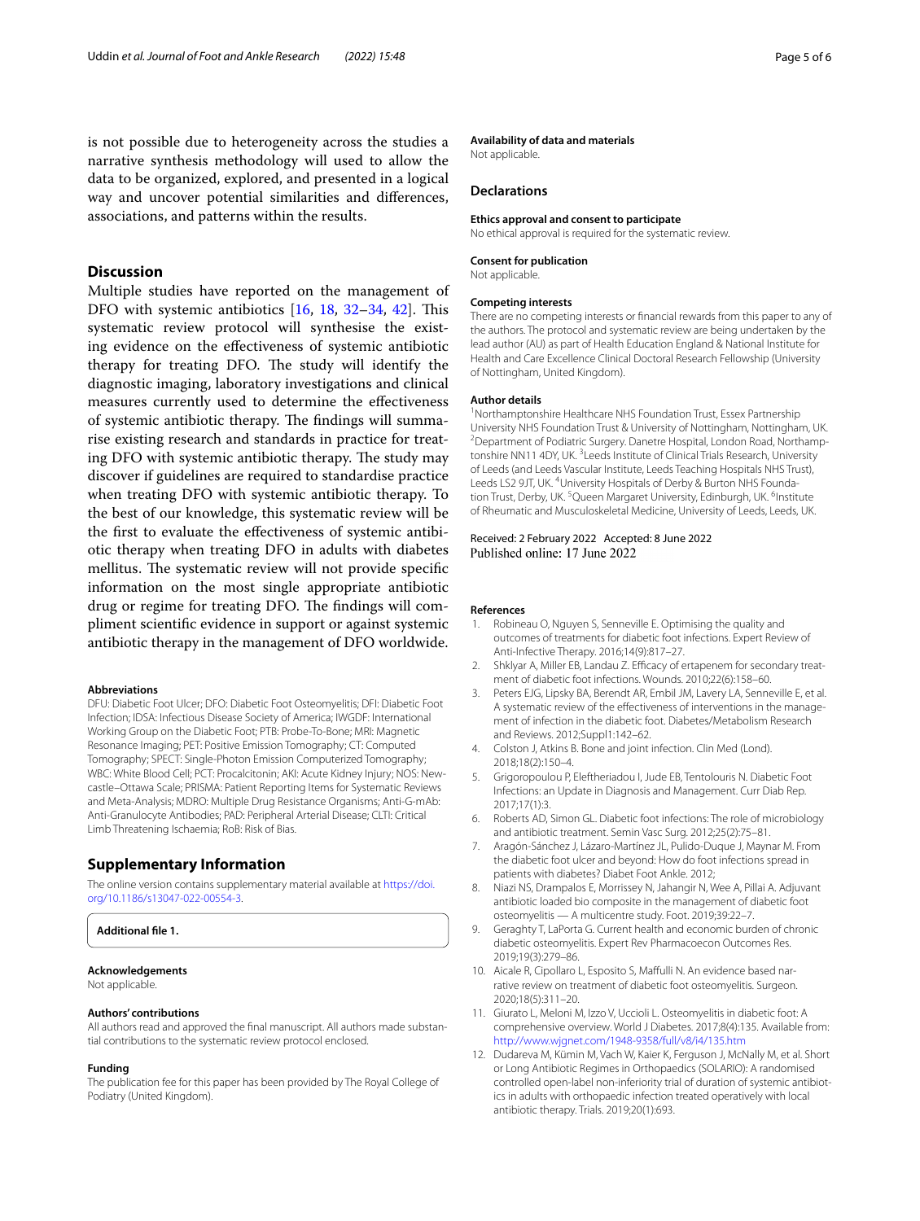is not possible due to heterogeneity across the studies a narrative synthesis methodology will used to allow the data to be organized, explored, and presented in a logical way and uncover potential similarities and differences, associations, and patterns within the results.

## Discussion

Multiple studies have reported on the management of DFO with systemic antibiotics [16, 18, 32–34, 42]. This systematic review protocol will synthesise the existing evidence on the effectiveness of systemic antibiotic therapy for treating DFO. The study will identify the diagnostic imaging, laboratory investigations and clinical measures currently used to determine the effectiveness of systemic antibiotic therapy. The findings will summarise existing research and standards in practice for treating DFO with systemic antibiotic therapy. The study may discover if guidelines are required to standardise practice when treating DFO with systemic antibiotic therapy. To the best of our knowledge, this systematic review will be the first to evaluate the effectiveness of systemic antibiotic therapy when treating DFO in adults with diabetes mellitus. The systematic review will not provide specific information on the most single appropriate antibiotic drug or regime for treating DFO. The findings will compliment scientific evidence in support or against systemic antibiotic therapy in the management of DFO worldwide.

#### Abbreviations

DFU: Diabetic Foot Ulcer; DFO: Diabetic Foot Osteomyelitis; DFI: Diabetic Foot Infection; IDSA: Infectious Disease Society of America; IWGDF: International Working Group on the Diabetic Foot; PTB: Probe-To-Bone; MRI: Magnetic Resonance Imaging; PET: Positive Emission Tomography; CT: Computed Tomography; SPECT: Single-Photon Emission Computerized Tomography; WBC: White Blood Cell; PCT: Procalcitonin; AKI: Acute Kidney Injury; NOS: Newcastle–Ottawa Scale; PRISMA: Patient Reporting Items for Systematic Reviews and Meta-Analysis; MDRO: Multiple Drug Resistance Organisms; Anti-G-mAb: Anti-Granulocyte Antibodies; PAD: Peripheral Arterial Disease; CLTI: Critical Limb Threatening Ischaemia; RoB: Risk of Bias.

## Supplementary Information

The online version contains supplementary material available at https://doi.org/10.1186/s13047-022-00554-3.

**Additional file 1.**

#### Acknowledgements

Not applicable.

#### Authors' contributions

All authors read and approved the final manuscript. All authors made substantial contributions to the systematic review protocol enclosed.

#### Funding

The publication fee for this paper has been provided by The Royal College of Podiatry (United Kingdom).

#### Availability of data and materials

Not applicable.

## Declarations

#### Ethics approval and consent to participate

No ethical approval is required for the systematic review.

#### Consent for publication

Not applicable.

#### Competing interests

There are no competing interests or financial rewards from this paper to any of the authors. The protocol and systematic review are being undertaken by the lead author (AU) as part of Health Education England & National Institute for Health and Care Excellence Clinical Doctoral Research Fellowship (University of Nottingham, United Kingdom).

#### Author details

[1]Northamptonshire Healthcare NHS Foundation Trust, Essex Partnership University NHS Foundation Trust & University of Nottingham, Nottingham, UK. [2]Department of Podiatric Surgery. Danetre Hospital, London Road, Northamptonshire NN11 4DY, UK. [3]Leeds Institute of Clinical Trials Research, University of Leeds (and Leeds Vascular Institute, Leeds Teaching Hospitals NHS Trust), Leeds LS2 9JT, UK. [4]University Hospitals of Derby & Burton NHS Foundation Trust, Derby, UK. [5]Queen Margaret University, Edinburgh, UK. [6]Institute of Rheumatic and Musculoskeletal Medicine, University of Leeds, Leeds, UK.

Received: 2 February 2022 Accepted: 8 June 2022
Published online: 17 June 2022

#### References

1. Robineau O, Nguyen S, Senneville E. Optimising the quality and outcomes of treatments for diabetic foot infections. Expert Review of Anti-Infective Therapy. 2016;14(9):817–27.
2. Shklyar A, Miller EB, Landau Z. Efficacy of ertapenem for secondary treatment of diabetic foot infections. Wounds. 2010;22(6):158–60.
3. Peters EJG, Lipsky BA, Berendt AR, Embil JM, Lavery LA, Senneville E, et al. A systematic review of the effectiveness of interventions in the management of infection in the diabetic foot. Diabetes/Metabolism Research and Reviews. 2012;Suppl1:142–62.
4. Colston J, Atkins B. Bone and joint infection. Clin Med (Lond). 2018;18(2):150–4.
5. Grigoropoulou P, Eleftheriadou I, Jude EB, Tentolouris N. Diabetic Foot Infections: an Update in Diagnosis and Management. Curr Diab Rep. 2017;17(1):3.
6. Roberts AD, Simon GL. Diabetic foot infections: The role of microbiology and antibiotic treatment. Semin Vasc Surg. 2012;25(2):75–81.
7. Aragón-Sánchez J, Lázaro-Martínez JL, Pulido-Duque J, Maynar M. From the diabetic foot ulcer and beyond: How do foot infections spread in patients with diabetes? Diabet Foot Ankle. 2012;
8. Niazi NS, Drampalos E, Morrissey N, Jahangir N, Wee A, Pillai A. Adjuvant antibiotic loaded bio composite in the management of diabetic foot osteomyelitis — A multicentre study. Foot. 2019;39:22–7.
9. Geraghty T, LaPorta G. Current health and economic burden of chronic diabetic osteomyelitis. Expert Rev Pharmacoecon Outcomes Res. 2019;19(3):279–86.
10. Aicale R, Cipollaro L, Esposito S, Maffulli N. An evidence based narrative review on treatment of diabetic foot osteomyelitis. Surgeon. 2020;18(5):311–20.
11. Giurato L, Meloni M, Izzo V, Uccioli L. Osteomyelitis in diabetic foot: A comprehensive overview. World J Diabetes. 2017;8(4):135. Available from: http://www.wjgnet.com/1948-9358/full/v8/i4/135.htm
12. Dudareva M, Kümin M, Vach W, Kaier K, Ferguson J, McNally M, et al. Short or Long Antibiotic Regimes in Orthopaedics (SOLARIO): A randomised controlled open-label non-inferiority trial of duration of systemic antibiotics in adults with orthopaedic infection treated operatively with local antibiotic therapy. Trials. 2019;20(1):693.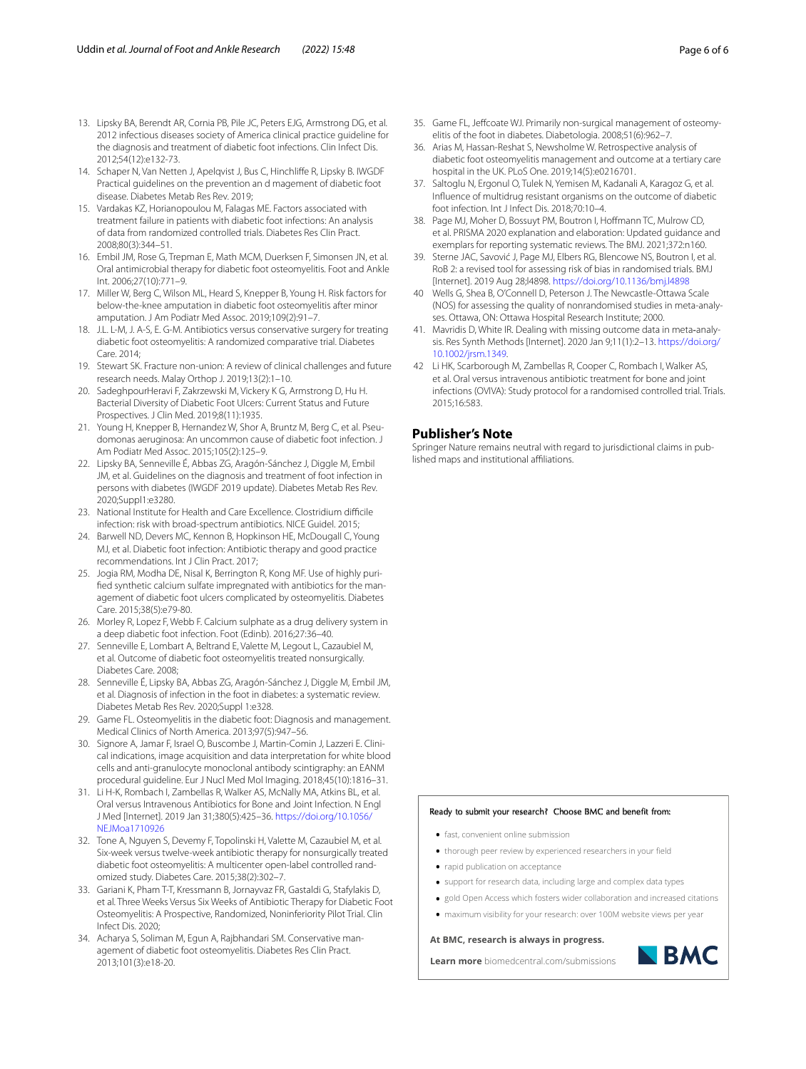13. Lipsky BA, Berendt AR, Cornia PB, Pile JC, Peters EJG, Armstrong DG, et al. 2012 infectious diseases society of America clinical practice guideline for the diagnosis and treatment of diabetic foot infections. Clin Infect Dis. 2012;54(12):e132-73.
14. Schaper N, Van Netten J, Apelqvist J, Bus C, Hinchliffe R, Lipsky B. IWGDF Practical guidelines on the prevention an d magement of diabetic foot disease. Diabetes Metab Res Rev. 2019;
15. Vardakas KZ, Horianopoulou M, Falagas ME. Factors associated with treatment failure in patients with diabetic foot infections: An analysis of data from randomized controlled trials. Diabetes Res Clin Pract. 2008;80(3):344–51.
16. Embil JM, Rose G, Trepman E, Math MCM, Duerksen F, Simonsen JN, et al. Oral antimicrobial therapy for diabetic foot osteomyelitis. Foot and Ankle Int. 2006;27(10):771–9.
17. Miller W, Berg C, Wilson ML, Heard S, Knepper B, Young H. Risk factors for below-the-knee amputation in diabetic foot osteomyelitis after minor amputation. J Am Podiatr Med Assoc. 2019;109(2):91–7.
18. J.L. L-M, J. A-S, E. G-M. Antibiotics versus conservative surgery for treating diabetic foot osteomyelitis: A randomized comparative trial. Diabetes Care. 2014;
19. Stewart SK. Fracture non-union: A review of clinical challenges and future research needs. Malay Orthop J. 2019;13(2):1–10.
20. SadeghpourHeravi F, Zakrzewski M, Vickery K G, Armstrong D, Hu H. Bacterial Diversity of Diabetic Foot Ulcers: Current Status and Future Prospectives. J Clin Med. 2019;8(11):1935.
21. Young H, Knepper B, Hernandez W, Shor A, Bruntz M, Berg C, et al. Pseudomonas aeruginosa: An uncommon cause of diabetic foot infection. J Am Podiatr Med Assoc. 2015;105(2):125–9.
22. Lipsky BA, Senneville É, Abbas ZG, Aragón-Sánchez J, Diggle M, Embil JM, et al. Guidelines on the diagnosis and treatment of foot infection in persons with diabetes (IWGDF 2019 update). Diabetes Metab Res Rev. 2020;Suppl1:e3280.
23. National Institute for Health and Care Excellence. Clostridium difficile infection: risk with broad-spectrum antibiotics. NICE Guidel. 2015;
24. Barwell ND, Devers MC, Kennon B, Hopkinson HE, McDougall C, Young MJ, et al. Diabetic foot infection: Antibiotic therapy and good practice recommendations. Int J Clin Pract. 2017;
25. Jogia RM, Modha DE, Nisal K, Berrington R, Kong MF. Use of highly purified synthetic calcium sulfate impregnated with antibiotics for the management of diabetic foot ulcers complicated by osteomyelitis. Diabetes Care. 2015;38(5):e79-80.
26. Morley R, Lopez F, Webb F. Calcium sulphate as a drug delivery system in a deep diabetic foot infection. Foot (Edinb). 2016;27:36–40.
27. Senneville E, Lombart A, Beltrand E, Valette M, Legout L, Cazaubiel M, et al. Outcome of diabetic foot osteomyelitis treated nonsurgically. Diabetes Care. 2008;
28. Senneville É, Lipsky BA, Abbas ZG, Aragón-Sánchez J, Diggle M, Embil JM, et al. Diagnosis of infection in the foot in diabetes: a systematic review. Diabetes Metab Res Rev. 2020;Suppl 1:e328.
29. Game FL. Osteomyelitis in the diabetic foot: Diagnosis and management. Medical Clinics of North America. 2013;97(5):947–56.
30. Signore A, Jamar F, Israel O, Buscombe J, Martin-Comin J, Lazzeri E. Clinical indications, image acquisition and data interpretation for white blood cells and anti-granulocyte monoclonal antibody scintigraphy: an EANM procedural guideline. Eur J Nucl Med Mol Imaging. 2018;45(10):1816–31.
31. Li H-K, Rombach I, Zambellas R, Walker AS, McNally MA, Atkins BL, et al. Oral versus Intravenous Antibiotics for Bone and Joint Infection. N Engl J Med [Internet]. 2019 Jan 31;380(5):425–36. https://doi.org/10.1056/NEJMoa1710926
32. Tone A, Nguyen S, Devemy F, Topolinski H, Valette M, Cazaubiel M, et al. Six-week versus twelve-week antibiotic therapy for nonsurgically treated diabetic foot osteomyelitis: A multicenter open-label controlled randomized study. Diabetes Care. 2015;38(2):302–7.
33. Gariani K, Pham T-T, Kressmann B, Jornayvaz FR, Gastaldi G, Stafylakis D, et al. Three Weeks Versus Six Weeks of Antibiotic Therapy for Diabetic Foot Osteomyelitis: A Prospective, Randomized, Noninferiority Pilot Trial. Clin Infect Dis. 2020;
34. Acharya S, Soliman M, Egun A, Rajbhandari SM. Conservative management of diabetic foot osteomyelitis. Diabetes Res Clin Pract. 2013;101(3):e18-20.
35. Game FL, Jeffcoate WJ. Primarily non-surgical management of osteomyelitis of the foot in diabetes. Diabetologia. 2008;51(6):962–7.
36. Arias M, Hassan-Reshat S, Newsholme W. Retrospective analysis of diabetic foot osteomyelitis management and outcome at a tertiary care hospital in the UK. PLoS One. 2019;14(5):e0216701.
37. Saltoglu N, Ergonul O, Tulek N, Yemisen M, Kadanali A, Karagoz G, et al. Influence of multidrug resistant organisms on the outcome of diabetic foot infection. Int J Infect Dis. 2018;70:10–4.
38. Page MJ, Moher D, Bossuyt PM, Boutron I, Hoffmann TC, Mulrow CD, et al. PRISMA 2020 explanation and elaboration: Updated guidance and exemplars for reporting systematic reviews. The BMJ. 2021;372:n160.
39. Sterne JAC, Savović J, Page MJ, Elbers RG, Blencowe NS, Boutron I, et al. RoB 2: a revised tool for assessing risk of bias in randomised trials. BMJ [Internet]. 2019 Aug 28;l4898. https://doi.org/10.1136/bmj.l4898
40. Wells G, Shea B, O'Connell D, Peterson J. The Newcastle-Ottawa Scale (NOS) for assessing the quality of nonrandomised studies in meta-analyses. Ottawa, ON: Ottawa Hospital Research Institute; 2000.
41. Mavridis D, White IR. Dealing with missing outcome data in meta-analysis. Res Synth Methods [Internet]. 2020 Jan 9;11(1):2–13. https://doi.org/10.1002/jrsm.1349.
42. Li HK, Scarborough M, Zambellas R, Cooper C, Rombach I, Walker AS, et al. Oral versus intravenous antibiotic treatment for bone and joint infections (OVIVA): Study protocol for a randomised controlled trial. Trials. 2015;16:583.

## Publisher's Note

Springer Nature remains neutral with regard to jurisdictional claims in published maps and institutional affiliations.

Ready to submit your research? Choose BMC and benefit from:

- fast, convenient online submission
- thorough peer review by experienced researchers in your field
- rapid publication on acceptance
- support for research data, including large and complex data types
- gold Open Access which fosters wider collaboration and increased citations
- maximum visibility for your research: over 100M website views per year

**At BMC, research is always in progress.**

**Learn more** biomedcentral.com/submissions

BMC